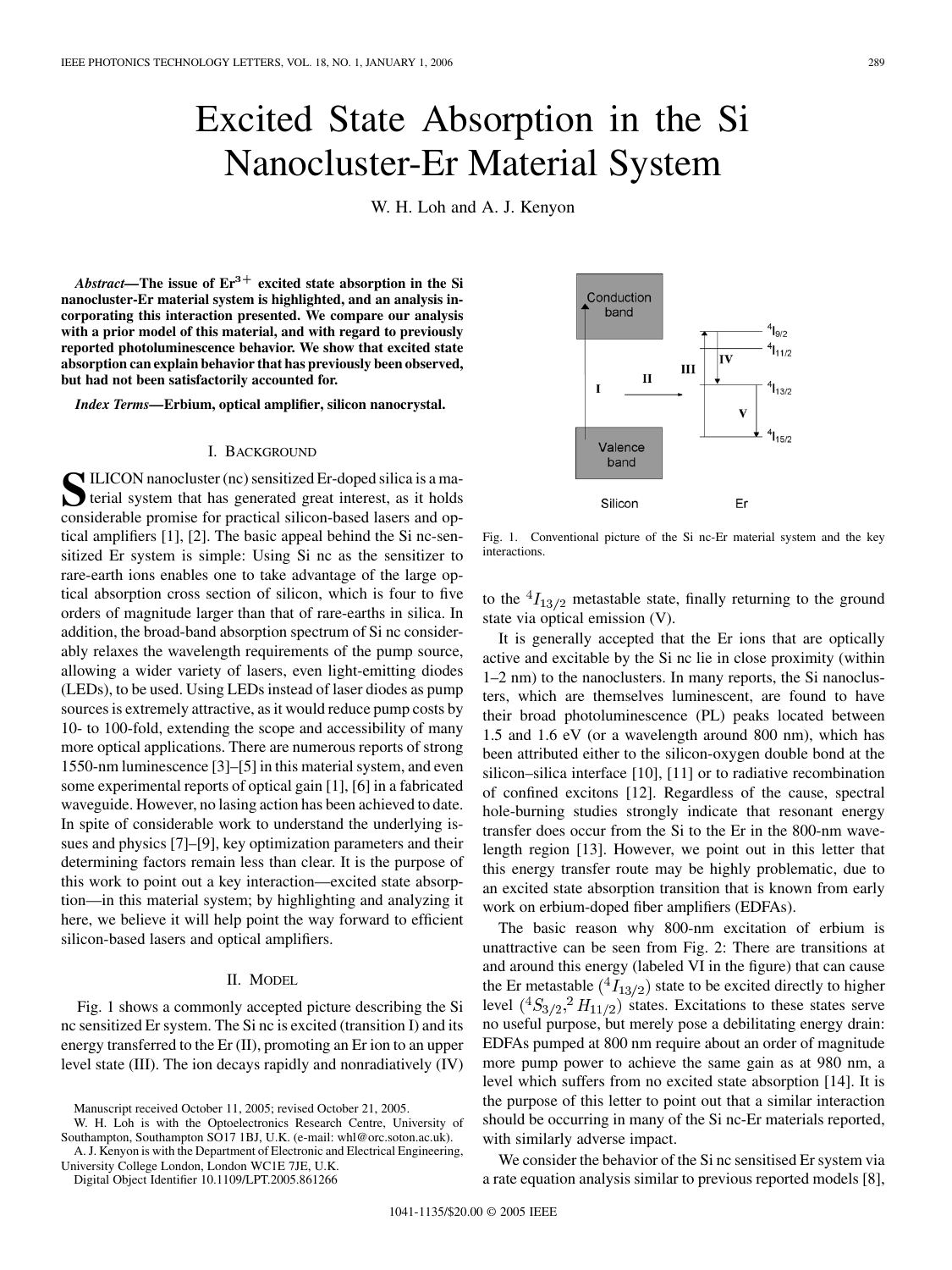# Excited State Absorption in the Si Nanocluster-Er Material System

W. H. Loh and A. J. Kenyon

***Abstract*—The issue of $Er^{3+}$ excited state absorption in the Si nanocluster-Er material system is highlighted, and an analysis incorporating this interaction presented. We compare our analysis with a prior model of this material, and with regard to previously reported photoluminescence behavior. We show that excited state absorption can explain behavior that has previously been observed, but had not been satisfactorily accounted for.**

***Index Terms*—Erbium, optical amplifier, silicon nanocrystal.**

## I. Background

Silicon nanocluster (nc) sensitized Er-doped silica is a material system that has generated great interest, as it holds considerable promise for practical silicon-based lasers and optical amplifiers [1], [2]. The basic appeal behind the Si nc-sensitized Er system is simple: Using Si nc as the sensitizer to rare-earth ions enables one to take advantage of the large optical absorption cross section of silicon, which is four to five orders of magnitude larger than that of rare-earths in silica. In addition, the broad-band absorption spectrum of Si nc considerably relaxes the wavelength requirements of the pump source, allowing a wider variety of lasers, even light-emitting diodes (LEDs), to be used. Using LEDs instead of laser diodes as pump sources is extremely attractive, as it would reduce pump costs by 10- to 100-fold, extending the scope and accessibility of many more optical applications. There are numerous reports of strong 1550-nm luminescence [3]–[5] in this material system, and even some experimental reports of optical gain [1], [6] in a fabricated waveguide. However, no lasing action has been achieved to date. In spite of considerable work to understand the underlying issues and physics [7]–[9], key optimization parameters and their determining factors remain less than clear. It is the purpose of this work to point out a key interaction—excited state absorption—in this material system; by highlighting and analyzing it here, we believe it will help point the way forward to efficient silicon-based lasers and optical amplifiers.

## II. Model

Fig. 1 shows a commonly accepted picture describing the Si nc sensitized Er system. The Si nc is excited (transition I) and its energy transferred to the Er (II), promoting an Er ion to an upper level state (III). The ion decays rapidly and nonradiatively (IV) to the $^4I_{13/2}$ metastable state, finally returning to the ground state via optical emission (V).

Fig. 1. Conventional picture of the Si nc-Er material system and the key interactions.

It is generally accepted that the Er ions that are optically active and excitable by the Si nc lie in close proximity (within 1–2 nm) to the nanoclusters. In many reports, the Si nanoclusters, which are themselves luminescent, are found to have their broad photoluminescence (PL) peaks located between 1.5 and 1.6 eV (or a wavelength around 800 nm), which has been attributed either to the silicon-oxygen double bond at the silicon–silica interface [10], [11] or to radiative recombination of confined excitons [12]. Regardless of the cause, spectral hole-burning studies strongly indicate that resonant energy transfer does occur from the Si to the Er in the 800-nm wavelength region [13]. However, we point out in this letter that this energy transfer route may be highly problematic, due to an excited state absorption transition that is known from early work on erbium-doped fiber amplifiers (EDFAs).

The basic reason why 800-nm excitation of erbium is unattractive can be seen from Fig. 2: There are transitions at and around this energy (labeled VI in the figure) that can cause the Er metastable ($^4I_{13/2}$) state to be excited directly to higher level ($^4S_{3/2}, ^2H_{11/2}$) states. Excitations to these states serve no useful purpose, but merely pose a debilitating energy drain: EDFAs pumped at 800 nm require about an order of magnitude more pump power to achieve the same gain as at 980 nm, a level which suffers from no excited state absorption [14]. It is the purpose of this letter to point out that a similar interaction should be occurring in many of the Si nc-Er materials reported, with similarly adverse impact.

We consider the behavior of the Si nc sensitised Er system via a rate equation analysis similar to previous reported models [8],

Manuscript received October 11, 2005; revised October 21, 2005.

W. H. Loh is with the Optoelectronics Research Centre, University of Southampton, Southampton SO17 1BJ, U.K. (e-mail: whl@orc.soton.ac.uk).

A. J. Kenyon is with the Department of Electronic and Electrical Engineering, University College London, London WC1E 7JE, U.K.

Digital Object Identifier 10.1109/LPT.2005.861266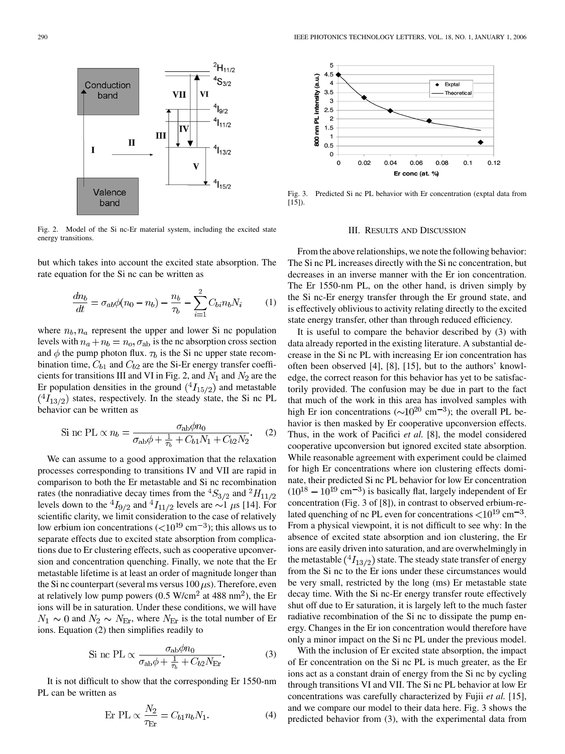Fig. 2. Model of the Si nc-Er material system, including the excited state energy transitions.

but which takes into account the excited state absorption. The rate equation for the Si nc can be written as

$$\frac{dn_b}{dt} = \sigma_{ab}\phi(n_0 - n_b) - \frac{n_b}{\tau_b} - \sum_{i=1}^{2} C_{bi} n_b N_i \qquad (1)$$

where $n_b, n_a$ represent the upper and lower Si nc population levels with $n_a + n_b = n_o, \sigma_{\rm ab}$ is the nc absorption cross section and $\phi$ the pump photon flux. $\tau_b$ is the Si nc upper state recombination time, $C_{b1}$ and $C_{b2}$ are the Si-Er energy transfer coefficients for transitions III and VI in Fig. 2, and $N_1$ and $N_2$ are the Er population densities in the ground $(^4I_{15/2})$ and metastable $(^4I_{13/2})$ states, respectively. In the steady state, the Si nc PL behavior can be written as

$$\text{Si nc PL} \propto n_b = \frac{\sigma_{\rm ab}\phi n_0}{\sigma_{\rm ab}\phi + \frac{1}{\tau_b} + C_{b1}N_1 + C_{b2}N_2}. \qquad (2)$$

We can assume to a good approximation that the relaxation processes corresponding to transitions IV and VII are rapid in comparison to both the Er metastable and Si nc recombination rates (the nonradiative decay times from the $^4S_{3/2}$ and $^2H_{11/2}$ levels down to the $^4I_{9/2}$ and $^4I_{11/2}$ levels are ~1 $\mu$s [14]. For scientific clarity, we limit consideration to the case of relatively low erbium ion concentrations ($<10^{19}$ cm$^{-3}$); this allows us to separate effects due to excited state absorption from complications due to Er clustering effects, such as cooperative upconversion and concentration quenching. Finally, we note that the Er metastable lifetime is at least an order of magnitude longer than the Si nc counterpart (several ms versus 100 $\mu$s). Therefore, even at relatively low pump powers (0.5 W/cm$^2$ at 488 nm$^2$), the Er ions will be in saturation. Under these conditions, we will have $N_1 \sim 0$ and $N_2 \sim N_{\rm Er}$, where $N_{\rm Er}$ is the total number of Er ions. Equation (2) then simplifies readily to

$$\text{Si nc PL} \propto \frac{\sigma_{\rm ab}\phi n_0}{\sigma_{\rm ab}\phi + \frac{1}{\tau_b} + C_{b2}N_{\rm Er}}. \qquad (3)$$

It is not difficult to show that the corresponding Er 1550-nm PL can be written as

$$\text{Er PL} \propto \frac{N_2}{\tau_{\rm Er}} = C_{b1}n_b N_1. \qquad (4)$$

Fig. 3. Predicted Si nc PL behavior with Er concentration (exptal data from [15]).

## III. Results and Discussion

From the above relationships, we note the following behavior: The Si nc PL increases directly with the Si nc concentration, but decreases in an inverse manner with the Er ion concentration. The Er 1550-nm PL, on the other hand, is driven simply by the Si nc-Er energy transfer through the Er ground state, and is effectively oblivious to activity relating directly to the excited state energy transfer, other than through reduced efficiency.

It is useful to compare the behavior described by (3) with data already reported in the existing literature. A substantial decrease in the Si nc PL with increasing Er ion concentration has often been observed [4], [8], [15], but to the authors' knowledge, the correct reason for this behavior has yet to be satisfactorily provided. The confusion may be due in part to the fact that much of the work in this area has involved samples with high Er ion concentrations (~$10^{20}$ cm$^{-3}$); the overall PL behavior is then masked by Er cooperative upconversion effects. Thus, in the work of Pacifici *et al.* [8], the model considered cooperative upconversion but ignored excited state absorption. While reasonable agreement with experiment could be claimed for high Er concentrations where ion clustering effects dominate, their predicted Si nc PL behavior for low Er concentration ($10^{18} - 10^{19}$ cm$^{-3}$) is basically flat, largely independent of Er concentration (Fig. 3 of [8]), in contrast to observed erbium-related quenching of nc PL even for concentrations $<10^{19}$ cm$^{-3}$. From a physical viewpoint, it is not difficult to see why: In the absence of excited state absorption and ion clustering, the Er ions are easily driven into saturation, and are overwhelmingly in the metastable $(^4I_{13/2})$ state. The steady state transfer of energy from the Si nc to the Er ions under these circumstances would be very small, restricted by the long (ms) Er metastable state decay time. With the Si nc-Er energy transfer route effectively shut off due to Er saturation, it is largely left to the much faster radiative recombination of the Si nc to dissipate the pump energy. Changes in the Er ion concentration would therefore have only a minor impact on the Si nc PL under the previous model.

With the inclusion of Er excited state absorption, the impact of Er concentration on the Si nc PL is much greater, as the Er ions act as a constant drain of energy from the Si nc by cycling through transitions VI and VII. The Si nc PL behavior at low Er concentrations was carefully characterized by Fujii *et al.* [15], and we compare our model to their data here. Fig. 3 shows the predicted behavior from (3), with the experimental data from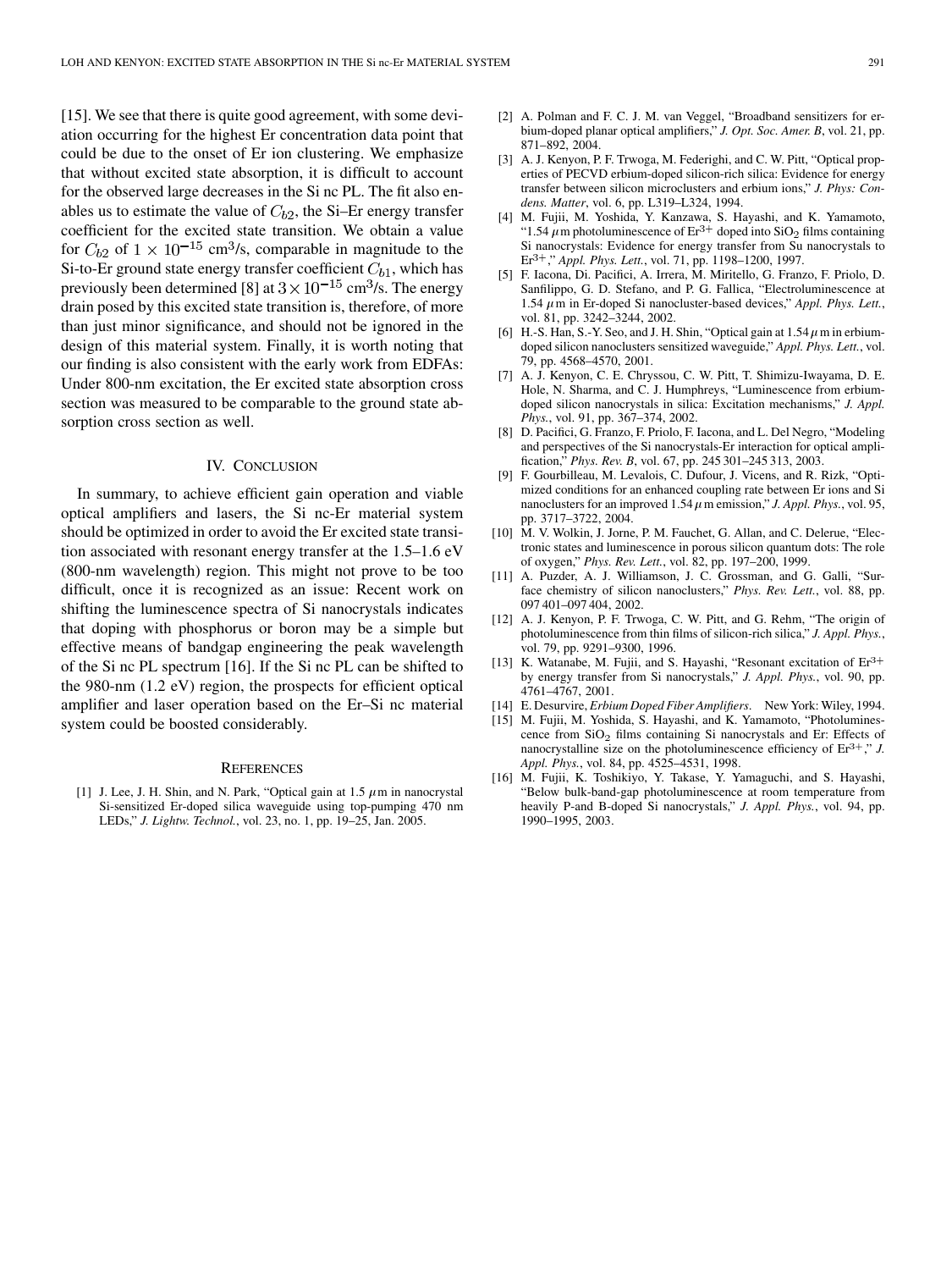[15]. We see that there is quite good agreement, with some deviation occurring for the highest Er concentration data point that could be due to the onset of Er ion clustering. We emphasize that without excited state absorption, it is difficult to account for the observed large decreases in the Si nc PL. The fit also enables us to estimate the value of $C_{b2}$, the Si–Er energy transfer coefficient for the excited state transition. We obtain a value for $C_{b2}$ of $1 \times 10^{-15}$ cm$^3$/s, comparable in magnitude to the Si-to-Er ground state energy transfer coefficient $C_{b1}$, which has previously been determined [8] at $3 \times 10^{-15}$ cm$^3$/s. The energy drain posed by this excited state transition is, therefore, of more than just minor significance, and should not be ignored in the design of this material system. Finally, it is worth noting that our finding is also consistent with the early work from EDFAs: Under 800-nm excitation, the Er excited state absorption cross section was measured to be comparable to the ground state absorption cross section as well.

## IV. Conclusion

In summary, to achieve efficient gain operation and viable optical amplifiers and lasers, the Si nc-Er material system should be optimized in order to avoid the Er excited state transition associated with resonant energy transfer at the 1.5–1.6 eV (800-nm wavelength) region. This might not prove to be too difficult, once it is recognized as an issue: Recent work on shifting the luminescence spectra of Si nanocrystals indicates that doping with phosphorus or boron may be a simple but effective means of bandgap engineering the peak wavelength of the Si nc PL spectrum [16]. If the Si nc PL can be shifted to the 980-nm (1.2 eV) region, the prospects for efficient optical amplifier and laser operation based on the Er–Si nc material system could be boosted considerably.

## References

[1] J. Lee, J. H. Shin, and N. Park, "Optical gain at 1.5 $\mu$m in nanocrystal Si-sensitized Er-doped silica waveguide using top-pumping 470 nm LEDs," *J. Lightw. Technol.*, vol. 23, no. 1, pp. 19–25, Jan. 2005.

[2] A. Polman and F. C. J. M. van Veggel, "Broadband sensitizers for erbium-doped planar optical amplifiers," *J. Opt. Soc. Amer. B*, vol. 21, pp. 871–892, 2004.

[3] A. J. Kenyon, P. F. Trwoga, M. Federighi, and C. W. Pitt, "Optical properties of PECVD erbium-doped silicon-rich silica: Evidence for energy transfer between silicon microclusters and erbium ions," *J. Phys: Condens. Matter*, vol. 6, pp. L319–L324, 1994.

[4] M. Fujii, M. Yoshida, Y. Kanzawa, S. Hayashi, and K. Yamamoto, "1.54 $\mu$m photoluminescence of $Er^{3+}$ doped into $SiO_2$ films containing Si nanocrystals: Evidence for energy transfer from Su nanocrystals to $Er^{3+}$," *Appl. Phys. Lett.*, vol. 71, pp. 1198–1200, 1997.

[5] F. Iacona, Di. Pacifici, A. Irrera, M. Miritello, G. Franzo, F. Priolo, D. Sanfilippo, G. D. Stefano, and P. G. Fallica, "Electroluminescence at 1.54 $\mu$m in Er-doped Si nanocluster-based devices," *Appl. Phys. Lett.*, vol. 81, pp. 3242–3244, 2002.

[6] H.-S. Han, S.-Y. Seo, and J. H. Shin, "Optical gain at 1.54 $\mu$m in erbium-doped silicon nanoclusters sensitized waveguide," *Appl. Phys. Lett.*, vol. 79, pp. 4568–4570, 2001.

[7] A. J. Kenyon, C. E. Chryssou, C. W. Pitt, T. Shimizu-Iwayama, D. E. Hole, N. Sharma, and C. J. Humphreys, "Luminescence from erbium-doped silicon nanocrystals in silica: Excitation mechanisms," *J. Appl. Phys.*, vol. 91, pp. 367–374, 2002.

[8] D. Pacifici, G. Franzo, F. Priolo, F. Iacona, and L. Del Negro, "Modeling and perspectives of the Si nanocrystals-Er interaction for optical amplification," *Phys. Rev. B*, vol. 67, pp. 245 301–245 313, 2003.

[9] F. Gourbilleau, M. Levalois, C. Dufour, J. Vicens, and R. Rizk, "Optimized conditions for an enhanced coupling rate between Er ions and Si nanoclusters for an improved 1.54 $\mu$m emission," *J. Appl. Phys.*, vol. 95, pp. 3717–3722, 2004.

[10] M. V. Wolkin, J. Jorne, P. M. Fauchet, G. Allan, and C. Delerue, "Electronic states and luminescence in porous silicon quantum dots: The role of oxygen," *Phys. Rev. Lett.*, vol. 82, pp. 197–200, 1999.

[11] A. Puzder, A. J. Williamson, J. C. Grossman, and G. Galli, "Surface chemistry of silicon nanoclusters," *Phys. Rev. Lett.*, vol. 88, pp. 097 401–097 404, 2002.

[12] A. J. Kenyon, P. F. Trwoga, C. W. Pitt, and G. Rehm, "The origin of photoluminescence from thin films of silicon-rich silica," *J. Appl. Phys.*, vol. 79, pp. 9291–9300, 1996.

[13] K. Watanabe, M. Fujii, and S. Hayashi, "Resonant excitation of $Er^{3+}$ by energy transfer from Si nanocrystals," *J. Appl. Phys.*, vol. 90, pp. 4761–4767, 2001.

[14] E. Desurvire, *Erbium Doped Fiber Amplifiers*. New York: Wiley, 1994.

[15] M. Fujii, M. Yoshida, S. Hayashi, and K. Yamamoto, "Photoluminescence from $SiO_2$ films containing Si nanocrystals and Er: Effects of nanocrystalline size on the photoluminescence efficiency of $Er^{3+}$," *J. Appl. Phys.*, vol. 84, pp. 4525–4531, 1998.

[16] M. Fujii, K. Toshikiyo, Y. Takase, Y. Yamaguchi, and S. Hayashi, "Below bulk-band-gap photoluminescence at room temperature from heavily P-and B-doped Si nanocrystals," *J. Appl. Phys.*, vol. 94, pp. 1990–1995, 2003.